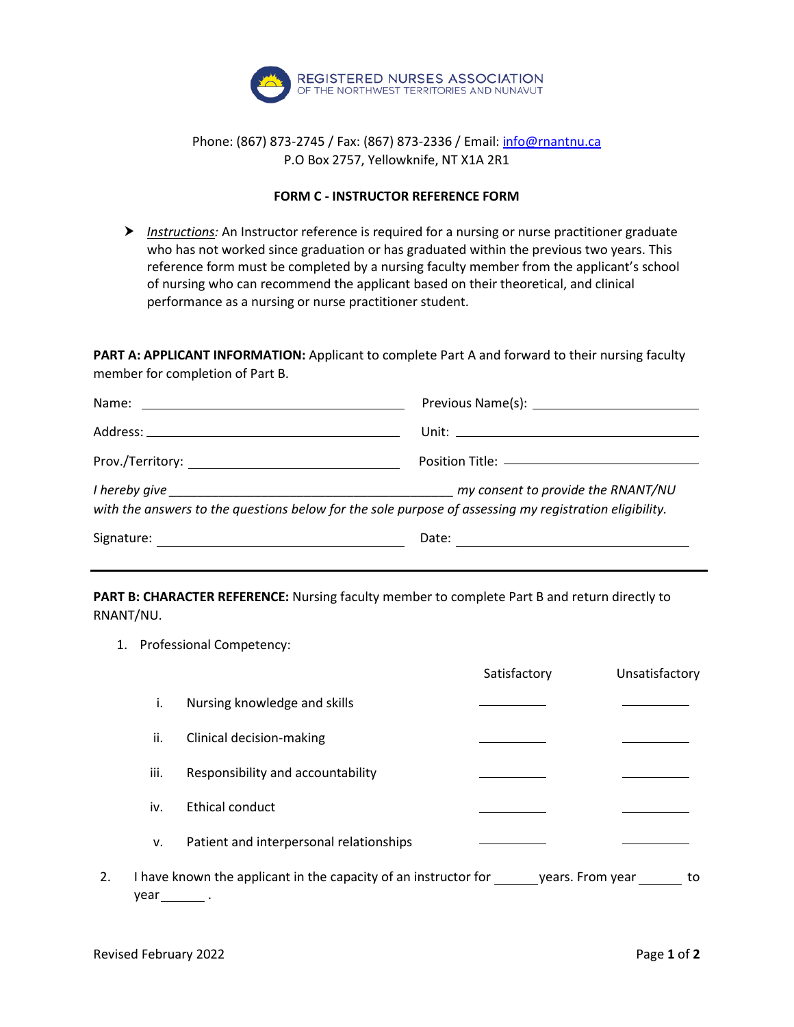REGISTERED NURSES ASSOCIATION
OF THE NORTHWEST TERRITORIES AND NUNAVUT

Phone: (867) 873-2745 / Fax: (867) 873-2336 / Email: info@rnantnu.ca
P.O Box 2757, Yellowknife, NT X1A 2R1

**FORM C - INSTRUCTOR REFERENCE FORM**

- *Instructions:* An Instructor reference is required for a nursing or nurse practitioner graduate who has not worked since graduation or has graduated within the previous two years. This reference form must be completed by a nursing faculty member from the applicant's school of nursing who can recommend the applicant based on their theoretical, and clinical performance as a nursing or nurse practitioner student.

**PART A: APPLICANT INFORMATION:** Applicant to complete Part A and forward to their nursing faculty member for completion of Part B.

Name: ______________________ Previous Name(s): ______________________

Address: ______________________ Unit: ______________________

Prov./Territory: ______________________ Position Title: ______________________

*I hereby give ______________________ my consent to provide the RNANT/NU with the answers to the questions below for the sole purpose of assessing my registration eligibility.*

Signature: ______________________ Date: ______________________

---

**PART B: CHARACTER REFERENCE:** Nursing faculty member to complete Part B and return directly to RNANT/NU.

1. Professional Competency:

| | | Satisfactory | Unsatisfactory |
|---|---|---|---|
| i. | Nursing knowledge and skills | ________ | ________ |
| ii. | Clinical decision-making | ________ | ________ |
| iii. | Responsibility and accountability | ________ | ________ |
| iv. | Ethical conduct | ________ | ________ |
| v. | Patient and interpersonal relationships | ________ | ________ |

2. I have known the applicant in the capacity of an instructor for ______ years. From year ______ to year ______ .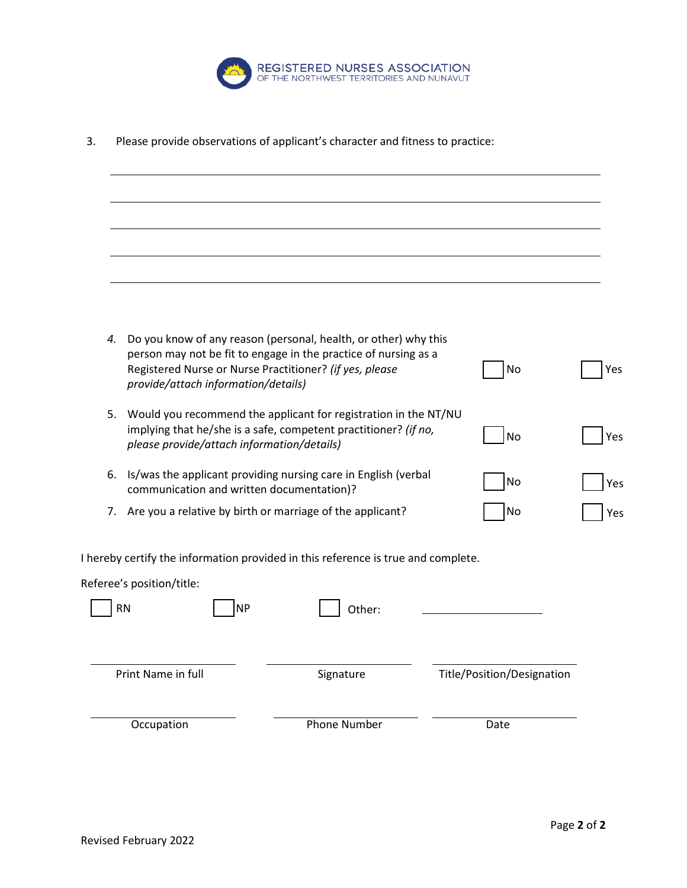REGISTERED NURSES ASSOCIATION
OF THE NORTHWEST TERRITORIES AND NUNAVUT

3. Please provide observations of applicant's character and fitness to practice:

\_\_\_\_\_\_\_\_\_\_\_\_\_\_\_\_\_\_\_\_\_\_\_\_\_\_\_\_\_\_\_\_\_\_\_\_\_\_\_\_\_\_\_\_\_\_\_\_\_\_\_\_\_\_\_\_\_\_\_\_

\_\_\_\_\_\_\_\_\_\_\_\_\_\_\_\_\_\_\_\_\_\_\_\_\_\_\_\_\_\_\_\_\_\_\_\_\_\_\_\_\_\_\_\_\_\_\_\_\_\_\_\_\_\_\_\_\_\_\_\_

\_\_\_\_\_\_\_\_\_\_\_\_\_\_\_\_\_\_\_\_\_\_\_\_\_\_\_\_\_\_\_\_\_\_\_\_\_\_\_\_\_\_\_\_\_\_\_\_\_\_\_\_\_\_\_\_\_\_\_\_

\_\_\_\_\_\_\_\_\_\_\_\_\_\_\_\_\_\_\_\_\_\_\_\_\_\_\_\_\_\_\_\_\_\_\_\_\_\_\_\_\_\_\_\_\_\_\_\_\_\_\_\_\_\_\_\_\_\_\_\_

\_\_\_\_\_\_\_\_\_\_\_\_\_\_\_\_\_\_\_\_\_\_\_\_\_\_\_\_\_\_\_\_\_\_\_\_\_\_\_\_\_\_\_\_\_\_\_\_\_\_\_\_\_\_\_\_\_\_\_\_

4. Do you know of any reason (personal, health, or other) why this person may not be fit to engage in the practice of nursing as a Registered Nurse or Nurse Practitioner? *(if yes, please provide/attach information/details)* ☐ No ☐ Yes

5. Would you recommend the applicant for registration in the NT/NU implying that he/she is a safe, competent practitioner? *(if no, please provide/attach information/details)* ☐ No ☐ Yes

6. Is/was the applicant providing nursing care in English (verbal communication and written documentation)? ☐ No ☐ Yes

7. Are you a relative by birth or marriage of the applicant? ☐ No ☐ Yes

I hereby certify the information provided in this reference is true and complete.

Referee's position/title:

☐ RN ☐ NP ☐ Other: \_\_\_\_\_\_\_\_\_\_\_\_\_\_\_\_\_\_\_\_

| | | |
|---|---|---|
| \_\_\_\_\_\_\_\_\_\_\_\_\_\_\_\_\_\_\_\_ | \_\_\_\_\_\_\_\_\_\_\_\_\_\_\_\_\_\_\_\_ | \_\_\_\_\_\_\_\_\_\_\_\_\_\_\_\_\_\_\_\_ |
| Print Name in full | Signature | Title/Position/Designation |
| \_\_\_\_\_\_\_\_\_\_\_\_\_\_\_\_\_\_\_\_ | \_\_\_\_\_\_\_\_\_\_\_\_\_\_\_\_\_\_\_\_ | \_\_\_\_\_\_\_\_\_\_\_\_\_\_\_\_\_\_\_\_ |
| Occupation | Phone Number | Date |

Revised February 2022